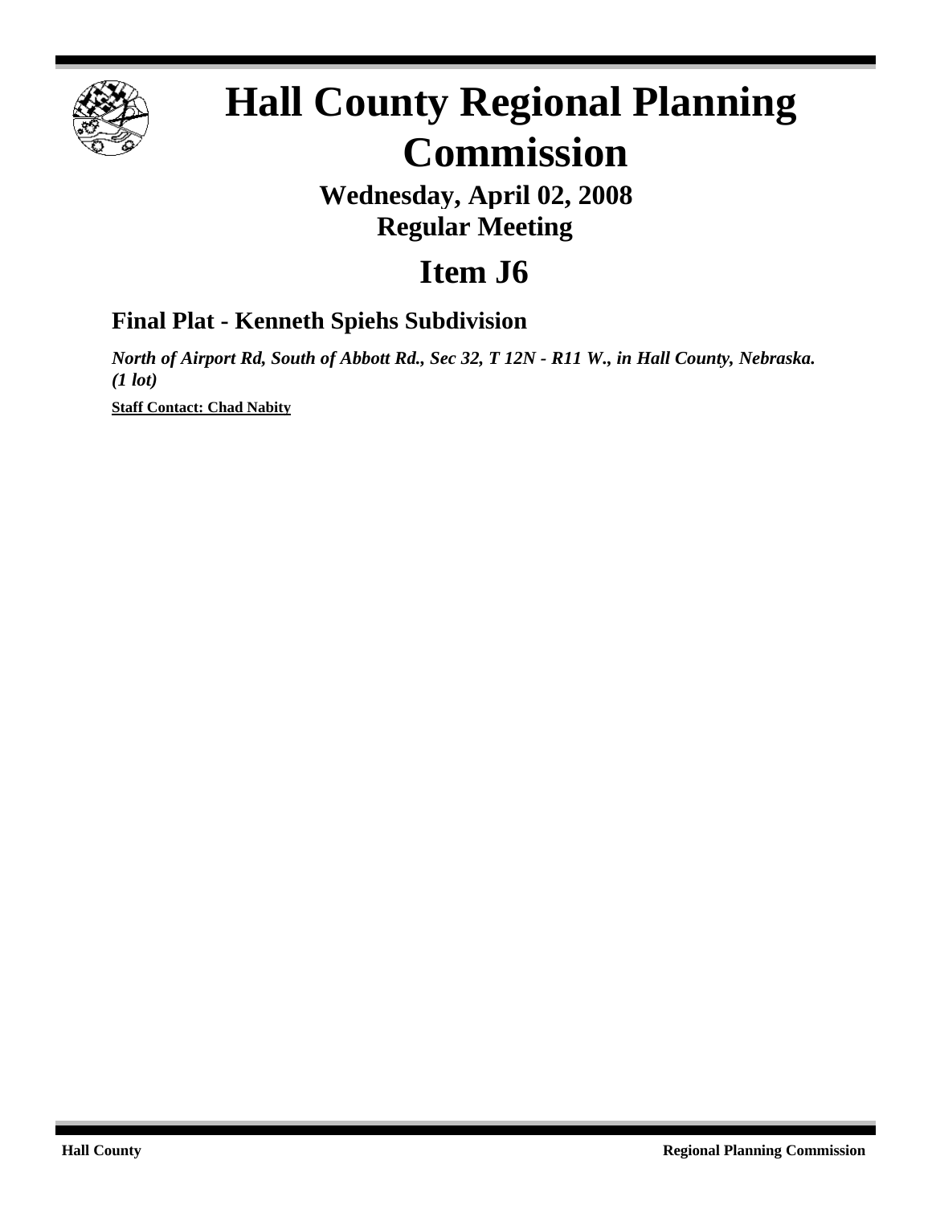# Hall County Regional Planning Commission

**Wednesday, April 02, 2008**
**Regular Meeting**

## Item J6

### Final Plat - Kenneth Spiehs Subdivision

***North of Airport Rd, South of Abbott Rd., Sec 32, T 12N - R11 W., in Hall County, Nebraska. (1 lot)***

**Staff Contact: Chad Nabity**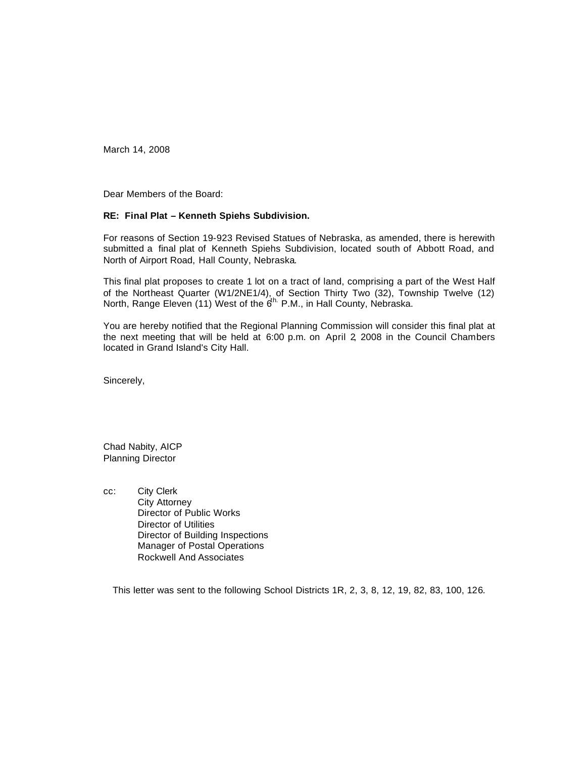March 14, 2008

Dear Members of the Board:

**RE: Final Plat – Kenneth Spiehs Subdivision.**

For reasons of Section 19-923 Revised Statues of Nebraska, as amended, there is herewith submitted a final plat of Kenneth Spiehs Subdivision, located south of Abbott Road, and North of Airport Road, Hall County, Nebraska.

This final plat proposes to create 1 lot on a tract of land, comprising a part of the West Half of the Northeast Quarter (W1/2NE1/4), of Section Thirty Two (32), Township Twelve (12) North, Range Eleven (11) West of the 6th. P.M., in Hall County, Nebraska.

You are hereby notified that the Regional Planning Commission will consider this final plat at the next meeting that will be held at 6:00 p.m. on April 2, 2008 in the Council Chambers located in Grand Island's City Hall.

Sincerely,

Chad Nabity, AICP
Planning Director

cc:
- City Clerk
- City Attorney
- Director of Public Works
- Director of Utilities
- Director of Building Inspections
- Manager of Postal Operations
- Rockwell And Associates

This letter was sent to the following School Districts 1R, 2, 3, 8, 12, 19, 82, 83, 100, 126.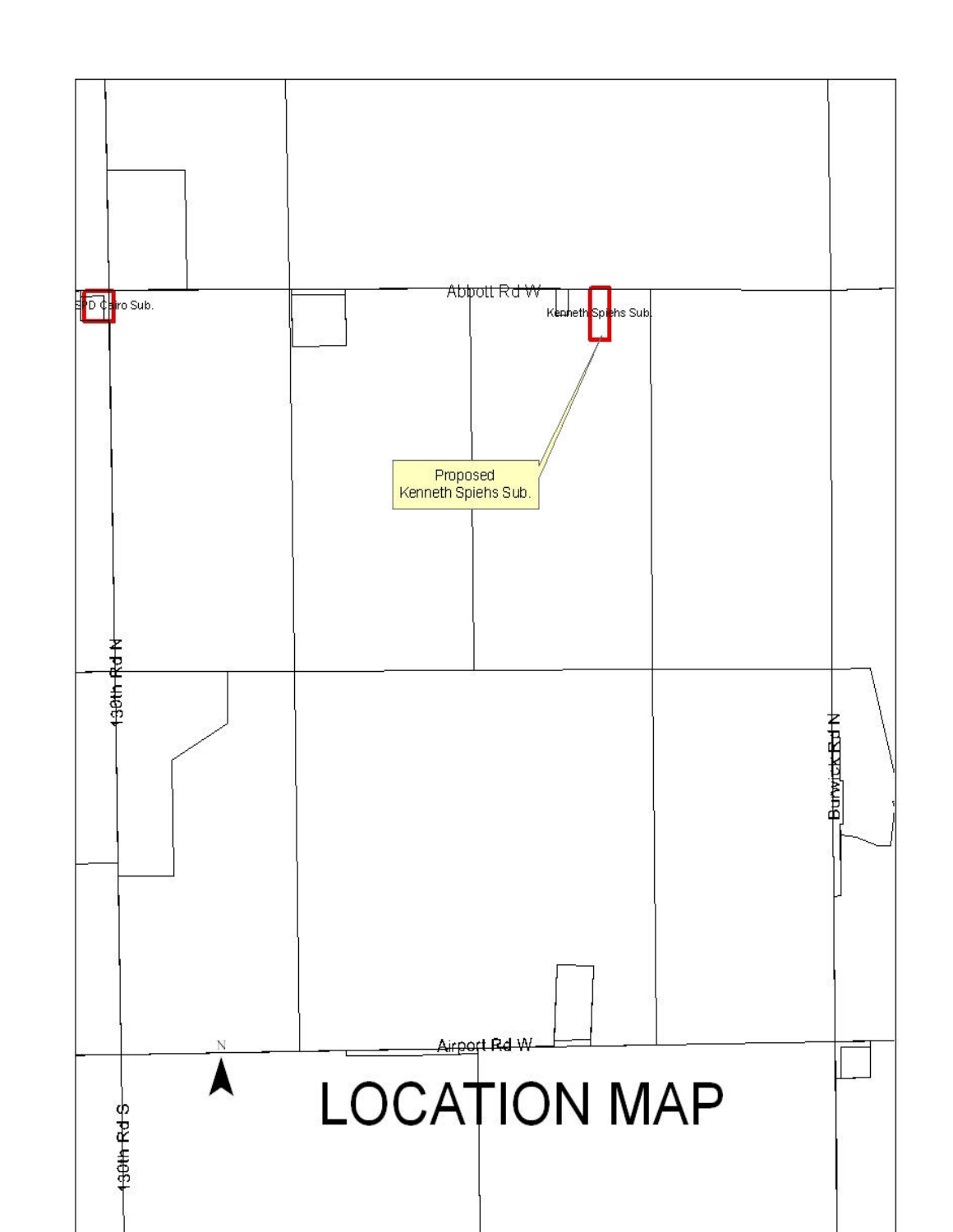# LOCATION MAP

Abbott Rd W

SPD Cairo Sub.

Kenneth Spiehs Sub.

Proposed Kenneth Spiehs Sub.

130th Rd N

Burwick Rd N

Airport Rd W

130th Rd S

N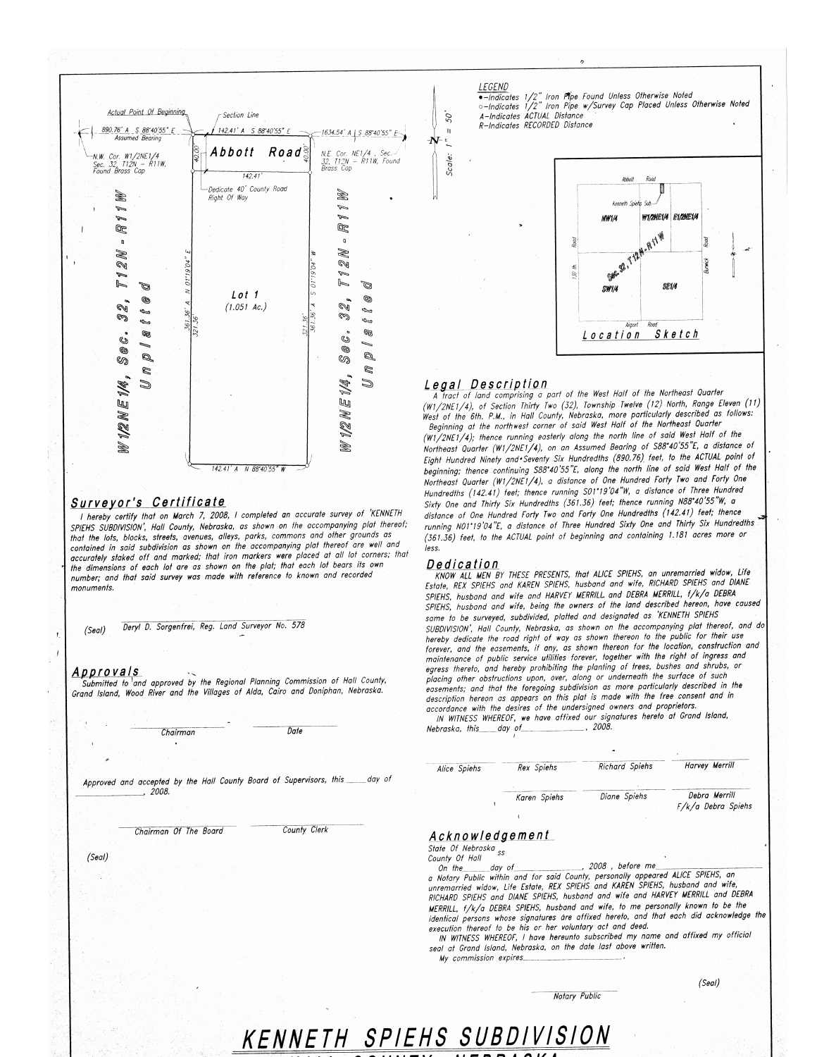## LEGEND

•-Indicates 1/2" Iron Pipe Found Unless Otherwise Noted
○-Indicates 1/2" Iron Pipe w/Survey Cap Placed Unless Otherwise Noted
A-Indicates ACTUAL Distance
R-Indicates RECORDED Distance

N

Scale: 1" = 50'

Actual Point Of Beginning

890.76' A S 88°40'55" E
Assumed Bearing

Section Line

142.41' A S 88°40'55" E

1634.54' A S 88°40'55" E

N.W. Cor. W1/2NE1/4
Sec. 32, T12N – R11W,
Found Brass Cap

N.E. Cor. NE1/4, Sec.
32, T12N – R11W, Found
Brass Cap

Abbott Road

40.00'

40.00'

142.41'

Dedicate 40' County Road
Right Of Way

W1/2NE1/4, Sec. 32, T12N – R11W
Unplatted

Lot 1
(1.051 Ac.)

361.36' A N 01°19'04" E

321.36'

321.36'

361.36' A S 01°19'04" W

142.41' A N 88°40'55" W

Location Sketch

Abbott Road

Kenneth Spiehs Sub.

NW1/4 W1/2NE1/4 E1/2NE1/4

130 th Road

Burwick Road

Sec. 32, T12N-R11W

SW1/4 SE1/4

Airport Road

## Legal Description

A tract of land comprising a part of the West Half of the Northeast Quarter (W1/2NE1/4), of Section Thirty Two (32), Township Twelve (12) North, Range Eleven (11) West of the 6th. P.M., in Hall County, Nebraska, more particularly described as follows: Beginning at the northwest corner of said West Half of the Northeast Quarter (W1/2NE1/4); thence running easterly along the north line of said West Half of the Northeast Quarter (W1/2NE1/4), on an Assumed Bearing of S88°40'55"E, a distance of Eight Hundred Ninety and Seventy Six Hundredths (890.76) feet, to the ACTUAL point of beginning; thence continuing S88°40'55"E, along the north line of said West Half of the Northeast Quarter (W1/2NE1/4), a distance of One Hundred Forty Two and Forty One Hundredths (142.41) feet; thence running S01°19'04"W, a distance of Three Hundred Sixty One and Thirty Six Hundredths (361.36) feet; thence running N88°40'55"W, a distance of One Hundred Forty Two and Forty One Hundredths (142.41) feet; thence running N01°19'04"E, a distance of Three Hundred Sixty One and Thirty Six Hundredths (361.36) feet, to the ACTUAL point of beginning and containing 1.181 acres more or less.

## Surveyor's Certificate

I hereby certify that on March 7, 2008, I completed an accurate survey of 'KENNETH SPIEHS SUBDIVISION', Hall County, Nebraska, as shown on the accompanying plat thereof; that the lots, blocks, streets, avenues, alleys, parks, commons and other grounds as contained in said subdivision as shown on the accompanying plat thereof are well and accurately staked off and marked; that iron markers were placed at all lot corners; that the dimensions of each lot are as shown on the plat; that each lot bears its own number; and that said survey was made with reference to known and recorded monuments.

(Seal) Deryl D. Sorgenfrei, Reg. Land Surveyor No. 578

## Approvals

Submitted to and approved by the Regional Planning Commission of Hall County, Grand Island, Wood River and the Villages of Alda, Cairo and Doniphan, Nebraska.

Chairman Date

Approved and accepted by the Hall County Board of Supervisors, this \_\_\_\_day of \_\_\_\_\_\_\_\_\_\_\_\_, 2008.

Chairman Of The Board County Clerk

(Seal)

## Dedication

KNOW ALL MEN BY THESE PRESENTS, that ALICE SPIEHS, an unremarried widow, Life Estate, REX SPIEHS and KAREN SPIEHS, husband and wife, RICHARD SPIEHS and DIANE SPIEHS, husband and wife and HARVEY MERRILL and DEBRA MERRILL, f/k/a DEBRA SPIEHS, husband and wife, being the owners of the land described hereon, have caused same to be surveyed, subdivided, platted and designated as 'KENNETH SPIEHS SUBDIVISION', Hall County, Nebraska, as shown on the accompanying plat thereof, and do hereby dedicate the road right of way as shown thereon to the public for their use forever, and the easements, if any, as shown thereon for the location, construction and maintenance of public service utilities forever, together with the right of ingress and egress thereto, and hereby prohibiting the planting of trees, bushes and shrubs, or placing other obstructions upon, over, along or underneath the surface of such easements; and that the foregoing subdivision as more particularly described in the description hereon as appears on this plat is made with the free consent and in accordance with the desires of the undersigned owners and proprietors.

IN WITNESS WHEREOF, we have affixed our signatures hereto at Grand Island, Nebraska, this\_\_\_\_day of\_\_\_\_\_\_\_\_\_\_\_\_, 2008.

Alice Spiehs Rex Spiehs Richard Spiehs Harvey Merrill

Karen Spiehs Diane Spiehs Debra Merrill F/k/a Debra Spiehs

## Acknowledgement

State Of Nebraska ss
County Of Hall

On the\_\_\_\_\_day of\_\_\_\_\_\_\_\_\_\_\_\_, 2008 , before me\_\_\_\_\_\_\_\_\_\_\_\_ a Notary Public within and for said County, personally appeared ALICE SPIEHS, an unremarried widow, Life Estate, REX SPIEHS and KAREN SPIEHS, husband and wife, RICHARD SPIEHS and DIANE SPIEHS, husband and wife and HARVEY MERRILL and DEBRA MERRILL, f/k/a DEBRA SPIEHS, husband and wife, to me personally known to be the identical persons whose signatures are affixed hereto, and that each did acknowledge the execution thereof to be his or her voluntary act and deed.

IN WITNESS WHEREOF, I have hereunto subscribed my name and affixed my official seal at Grand Island, Nebraska, on the date last above written.

My commission expires\_\_\_\_\_\_\_\_\_\_\_\_.

(Seal)

Notary Public

# KENNETH SPIEHS SUBDIVISION